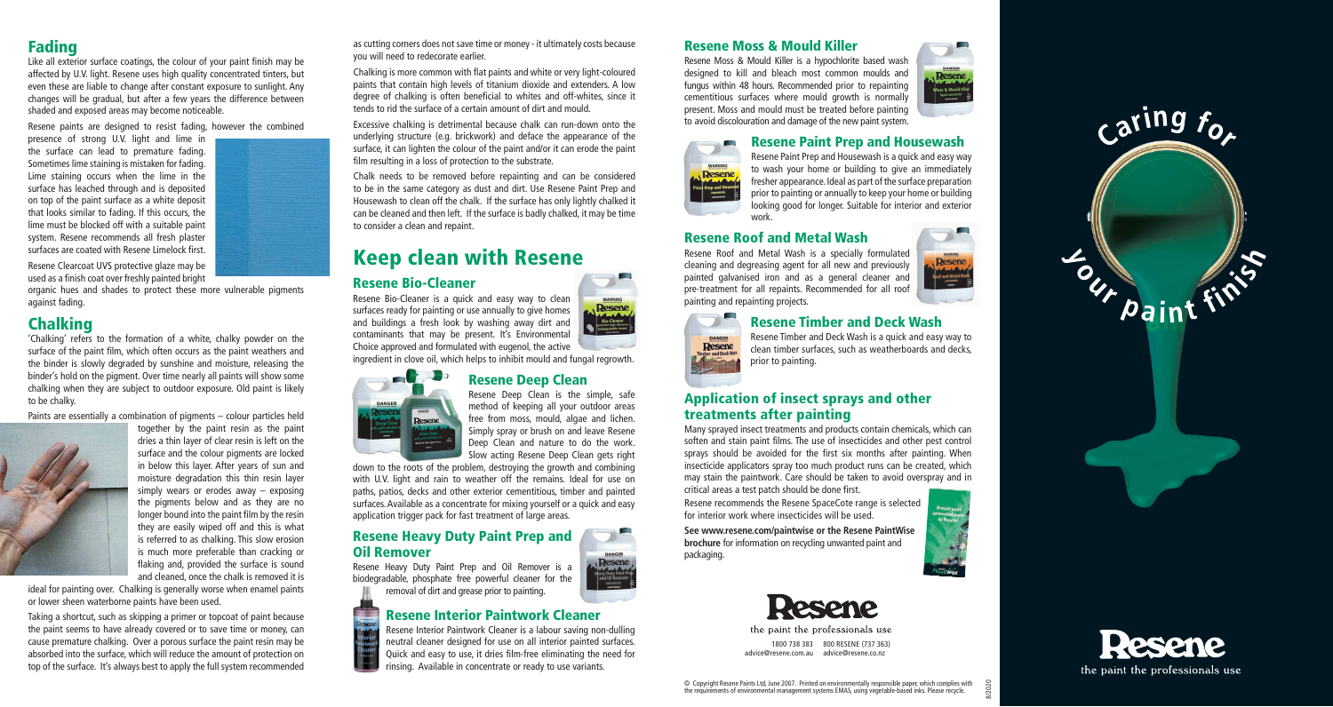## Fading

Like all exterior surface coatings, the colour of your paint finish may be affected by U.V. light. Resene uses high quality concentrated tinters, but even these are liable to change after constant exposure to sunlight. Any changes will be gradual, but after a few years the difference between shaded and exposed areas may become noticeable.

Resene paints are designed to resist fading, however the combined presence of strong U.V. light and lime in the surface can lead to premature fading. Sometimes lime staining is mistaken for fading. Lime staining occurs when the lime in the surface has leached through and is deposited on top of the paint surface as a white deposit that looks similar to fading. If this occurs, the lime must be blocked off with a suitable paint system. Resene recommends all fresh plaster surfaces are coated with Resene Limelock first.

Resene Clearcoat UVS protective glaze may be used as a finish coat over freshly painted bright organic hues and shades to protect these more vulnerable pigments against fading.

## Chalking

'Chalking' refers to the formation of a white, chalky powder on the surface of the paint film, which often occurs as the paint weathers and the binder is slowly degraded by sunshine and moisture, releasing the binder's hold on the pigment. Over time nearly all paints will show some chalking when they are subject to outdoor exposure. Old paint is likely to be chalky.

Paints are essentially a combination of pigments – colour particles held together by the paint resin as the paint dries a thin layer of clear resin is left on the surface and the colour pigments are locked in below this layer. After years of sun and moisture degradation this thin resin layer simply wears or erodes away – exposing the pigments below and as they are no longer bound into the paint film by the resin they are easily wiped off and this is what is referred to as chalking. This slow erosion is much more preferable than cracking or flaking and, provided the surface is sound and cleaned, once the chalk is removed it is ideal for painting over. Chalking is generally worse when enamel paints or lower sheen waterborne paints have been used.

Taking a shortcut, such as skipping a primer or topcoat of paint because the paint seems to have already covered or to save time or money, can cause premature chalking. Over a porous surface the paint resin may be absorbed into the surface, which will reduce the amount of protection on top of the surface. It's always best to apply the full system recommended as cutting corners does not save time or money - it ultimately costs because you will need to redecorate earlier.

Chalking is more common with flat paints and white or very light-coloured paints that contain high levels of titanium dioxide and extenders. A low degree of chalking is often beneficial to whites and off-whites, since it tends to rid the surface of a certain amount of dirt and mould.

Excessive chalking is detrimental because chalk can run-down onto the underlying structure (e.g. brickwork) and deface the appearance of the surface, it can lighten the colour of the paint and/or it can erode the paint film resulting in a loss of protection to the substrate.

Chalk needs to be removed before repainting and can be considered to be in the same category as dust and dirt. Use Resene Paint Prep and Housewash to clean off the chalk. If the surface has only lightly chalked it can be cleaned and then left. If the surface is badly chalked, it may be time to consider a clean and repaint.

# Keep clean with Resene

### Resene Bio-Cleaner

Resene Bio-Cleaner is a quick and easy way to clean surfaces ready for painting or use annually to give homes and buildings a fresh look by washing away dirt and contaminants that may be present. It's Environmental Choice approved and formulated with eugenol, the active ingredient in clove oil, which helps to inhibit mould and fungal regrowth.

### Resene Deep Clean

Resene Deep Clean is the simple, safe method of keeping all your outdoor areas free from moss, mould, algae and lichen. Simply spray or brush on and leave Resene Deep Clean and nature to do the work. Slow acting Resene Deep Clean gets right down to the roots of the problem, destroying the growth and combining with U.V. light and rain to weather off the remains. Ideal for use on paths, patios, decks and other exterior cementitious, timber and painted surfaces. Available as a concentrate for mixing yourself or a quick and easy application trigger pack for fast treatment of large areas.

### Resene Heavy Duty Paint Prep and Oil Remover

Resene Heavy Duty Paint Prep and Oil Remover is a biodegradable, phosphate free powerful cleaner for the removal of dirt and grease prior to painting.

### Resene Interior Paintwork Cleaner

Resene Interior Paintwork Cleaner is a labour saving non-dulling neutral cleaner designed for use on all interior painted surfaces. Quick and easy to use, it dries film-free eliminating the need for rinsing. Available in concentrate or ready to use variants.

### Resene Moss & Mould Killer

Resene Moss & Mould Killer is a hypochlorite based wash designed to kill and bleach most common moulds and fungus within 48 hours. Recommended prior to repainting cementitious surfaces where mould growth is normally present. Moss and mould must be treated before painting to avoid discolouration and damage of the new paint system.

### Resene Paint Prep and Housewash

Resene Paint Prep and Housewash is a quick and easy way to wash your home or building to give an immediately fresher appearance. Ideal as part of the surface preparation prior to painting or annually to keep your home or building looking good for longer. Suitable for interior and exterior work.

### Resene Roof and Metal Wash

Resene Roof and Metal Wash is a specially formulated cleaning and degreasing agent for all new and previously painted galvanised iron and as a general cleaner and pre-treatment for all repaints. Recommended for all roof painting and repainting projects.

### Resene Timber and Deck Wash

Resene Timber and Deck Wash is a quick and easy way to clean timber surfaces, such as weatherboards and decks, prior to painting.

## Application of insect sprays and other treatments after painting

Many sprayed insect treatments and products contain chemicals, which can soften and stain paint films. The use of insecticides and other pest control sprays should be avoided for the first six months after painting. When insecticide applicators spray too much product runs can be created, which may stain the paintwork. Care should be taken to avoid overspray and in critical areas a test patch should be done first.

Resene recommends the Resene SpaceCote range is selected for interior work where insecticides will be used.

**See www.resene.com/paintwise or the Resene PaintWise brochure** for information on recycling unwanted paint and packaging.

**Resene**

the paint the professionals use

1800 738 383 advice@resene.com.au

800 RESENE (737 363) advice@resene.co.nz

© Copyright Resene Paints Ltd, June 2007. Printed on environmentally responsible paper, which complies with the requirements of environmental management systems EMAS, using vegetable-based inks. Please recycle.

8/2020

# Caring for your paint finish

**Resene**

the paint the professionals use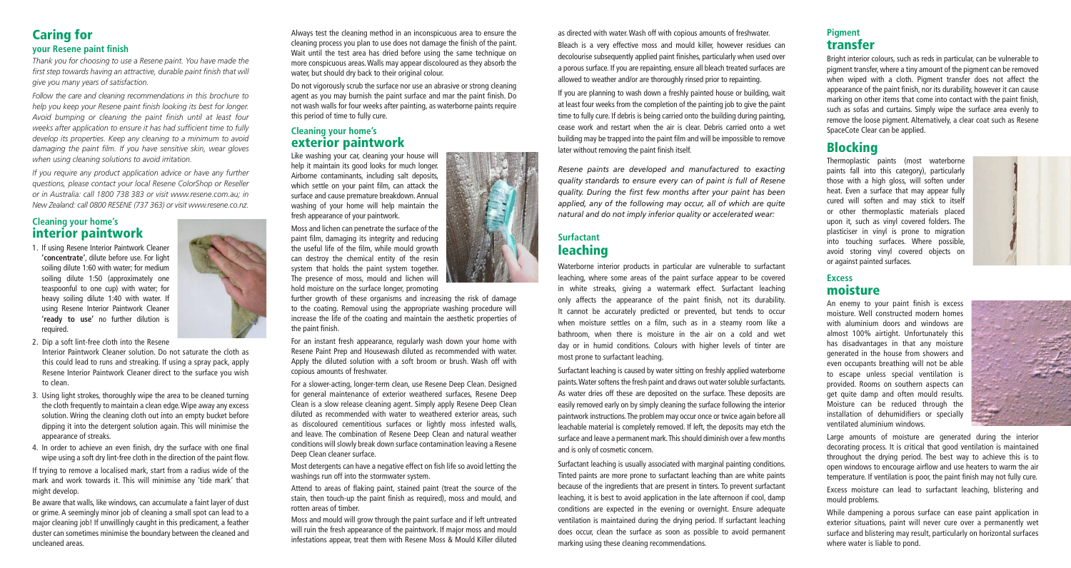## Caring for

### your Resene paint finish

*Thank you for choosing to use a Resene paint. You have made the first step towards having an attractive, durable paint finish that will give you many years of satisfaction.*

*Follow the care and cleaning recommendations in this brochure to help you keep your Resene paint finish looking its best for longer. Avoid bumping or cleaning the paint finish until at least four weeks after application to ensure it has had sufficient time to fully develop its properties. Keep any cleaning to a minimum to avoid damaging the paint film. If you have sensitive skin, wear gloves when using cleaning solutions to avoid irritation.*

*If you require any product application advice or have any further questions, please contact your local Resene ColorShop or Reseller or in Australia: call 1800 738 383 or visit www.resene.com.au; in New Zealand: call 0800 RESENE (737 363) or visit www.resene.co.nz.*

### Cleaning your home's interior paintwork

1. If using Resene Interior Paintwork Cleaner **'concentrate'**, dilute before use. For light soiling dilute 1:60 with water; for medium soiling dilute 1:50 (approximately one teaspoonful to one cup) with water; for heavy soiling dilute 1:40 with water. If using Resene Interior Paintwork Cleaner **'ready to use'** no further dilution is required.
2. Dip a soft lint-free cloth into the Resene Interior Paintwork Cleaner solution. Do not saturate the cloth as this could lead to runs and streaking. If using a spray pack, apply Resene Interior Paintwork Cleaner direct to the surface you wish to clean.
3. Using light strokes, thoroughly wipe the area to be cleaned turning the cloth frequently to maintain a clean edge. Wipe away any excess solution. Wring the cleaning cloth out into an empty bucket before dipping it into the detergent solution again. This will minimise the appearance of streaks.
4. In order to achieve an even finish, dry the surface with one final wipe using a soft dry lint-free cloth in the direction of the paint flow.

If trying to remove a localised mark, start from a radius wide of the mark and work towards it. This will minimise any 'tide mark' that might develop.

Be aware that walls, like windows, can accumulate a faint layer of dust or grime. A seemingly minor job of cleaning a small spot can lead to a major cleaning job! If unwillingly caught in this predicament, a feather duster can sometimes minimise the boundary between the cleaned and uncleaned areas.

Always test the cleaning method in an inconspicuous area to ensure the cleaning process you plan to use does not damage the finish of the paint. Wait until the test area has dried before using the same technique on more conspicuous areas. Walls may appear discoloured as they absorb the water, but should dry back to their original colour.

Do not vigorously scrub the surface nor use an abrasive or strong cleaning agent as you may burnish the paint surface and mar the paint finish. Do not wash walls for four weeks after painting, as waterborne paints require this period of time to fully cure.

### Cleaning your home's exterior paintwork

Like washing your car, cleaning your house will help it maintain its good looks for much longer. Airborne contaminants, including salt deposits, which settle on your paint film, can attack the surface and cause premature breakdown. Annual washing of your home will help maintain the fresh appearance of your paintwork.

Moss and lichen can penetrate the surface of the paint film, damaging its integrity and reducing the useful life of the film, while mould growth can destroy the chemical entity of the resin system that holds the paint system together. The presence of moss, mould and lichen will hold moisture on the surface longer, promoting further growth of these organisms and increasing the risk of damage to the coating. Removal using the appropriate washing procedure will increase the life of the coating and maintain the aesthetic properties of the paint finish.

For an instant fresh appearance, regularly wash down your home with Resene Paint Prep and Housewash diluted as recommended with water. Apply the diluted solution with a soft broom or brush. Wash off with copious amounts of freshwater.

For a slower-acting, longer-term clean, use Resene Deep Clean. Designed for general maintenance of exterior weathered surfaces, Resene Deep Clean is a slow release cleaning agent. Simply apply Resene Deep Clean diluted as recommended with water to weathered exterior areas, such as discoloured cementitious surfaces or lightly moss infested walls, and leave. The combination of Resene Deep Clean and natural weather conditions will slowly break down surface contamination leaving a Resene Deep Clean cleaner surface.

Most detergents can have a negative effect on fish life so avoid letting the washings run off into the stormwater system.

Attend to areas of flaking paint, stained paint (treat the source of the stain, then touch-up the paint finish as required), moss and mould, and rotten areas of timber.

Moss and mould will grow through the paint surface and if left untreated will ruin the fresh appearance of the paintwork. If major moss and mould infestations appear, treat them with Resene Moss & Mould Killer diluted as directed with water. Wash off with copious amounts of freshwater.

Bleach is a very effective moss and mould killer, however residues can decolourise subsequently applied paint finishes, particularly when used over a porous surface. If you are repainting, ensure all bleach treated surfaces are allowed to weather and/or are thoroughly rinsed prior to repainting.

If you are planning to wash down a freshly painted house or building, wait at least four weeks from the completion of the painting job to give the paint time to fully cure. If debris is being carried onto the building during painting, cease work and restart when the air is clear. Debris carried onto a wet building may be trapped into the paint film and will be impossible to remove later without removing the paint finish itself.

*Resene paints are developed and manufactured to exacting quality standards to ensure every can of paint is full of Resene quality. During the first few months after your paint has been applied, any of the following may occur, all of which are quite natural and do not imply inferior quality or accelerated wear:*

### Surfactant leaching

Waterborne interior products in particular are vulnerable to surfactant leaching, where some areas of the paint surface appear to be covered in white streaks, giving a watermark effect. Surfactant leaching only affects the appearance of the paint finish, not its durability. It cannot be accurately predicted or prevented, but tends to occur when moisture settles on a film, such as in a steamy room like a bathroom, when there is moisture in the air on a cold and wet day or in humid conditions. Colours with higher levels of tinter are most prone to surfactant leaching.

Surfactant leaching is caused by water sitting on freshly applied waterborne paints. Water softens the fresh paint and draws out water soluble surfactants. As water dries off these are deposited on the surface. These deposits are easily removed early on by simply cleaning the surface following the interior paintwork instructions. The problem may occur once or twice again before all leachable material is completely removed. If left, the deposits may etch the surface and leave a permanent mark. This should diminish over a few months and is only of cosmetic concern.

Surfactant leaching is usually associated with marginal painting conditions. Tinted paints are more prone to surfactant leaching than are white paints because of the ingredients that are present in tinters. To prevent surfactant leaching, it is best to avoid application in the late afternoon if cool, damp conditions are expected in the evening or overnight. Ensure adequate ventilation is maintained during the drying period. If surfactant leaching does occur, clean the surface as soon as possible to avoid permanent marking using these cleaning recommendations.

### Pigment transfer

Bright interior colours, such as reds in particular, can be vulnerable to pigment transfer, where a tiny amount of the pigment can be removed when wiped with a cloth. Pigment transfer does not affect the appearance of the paint finish, nor its durability, however it can cause marking on other items that come into contact with the paint finish, such as sofas and curtains. Simply wipe the surface area evenly to remove the loose pigment. Alternatively, a clear coat such as Resene SpaceCote Clear can be applied.

### Blocking

Thermoplastic paints (most waterborne paints fall into this category), particularly those with a high gloss, will soften under heat. Even a surface that may appear fully cured will soften and may stick to itself or other thermoplastic materials placed upon it, such as vinyl covered folders. The plasticiser in vinyl is prone to migration into touching surfaces. Where possible, avoid storing vinyl covered objects on or against painted surfaces.

### Excess moisture

An enemy to your paint finish is excess moisture. Well constructed modern homes with aluminium doors and windows are almost 100% airtight. Unfortunately this has disadvantages in that any moisture generated in the house from showers and even occupants breathing will not be able to escape unless special ventilation is provided. Rooms on southern aspects can get quite damp and often mould results. Moisture can be reduced through the installation of dehumidifiers or specially ventilated aluminium windows.

Large amounts of moisture are generated during the interior decorating process. It is critical that good ventilation is maintained throughout the drying period. The best way to achieve this is to open windows to encourage airflow and use heaters to warm the air temperature. If ventilation is poor, the paint finish may not fully cure.

Excess moisture can lead to surfactant leaching, blistering and mould problems.

While dampening a porous surface can ease paint application in exterior situations, paint will never cure over a permanently wet surface and blistering may result, particularly on horizontal surfaces where water is liable to pond.